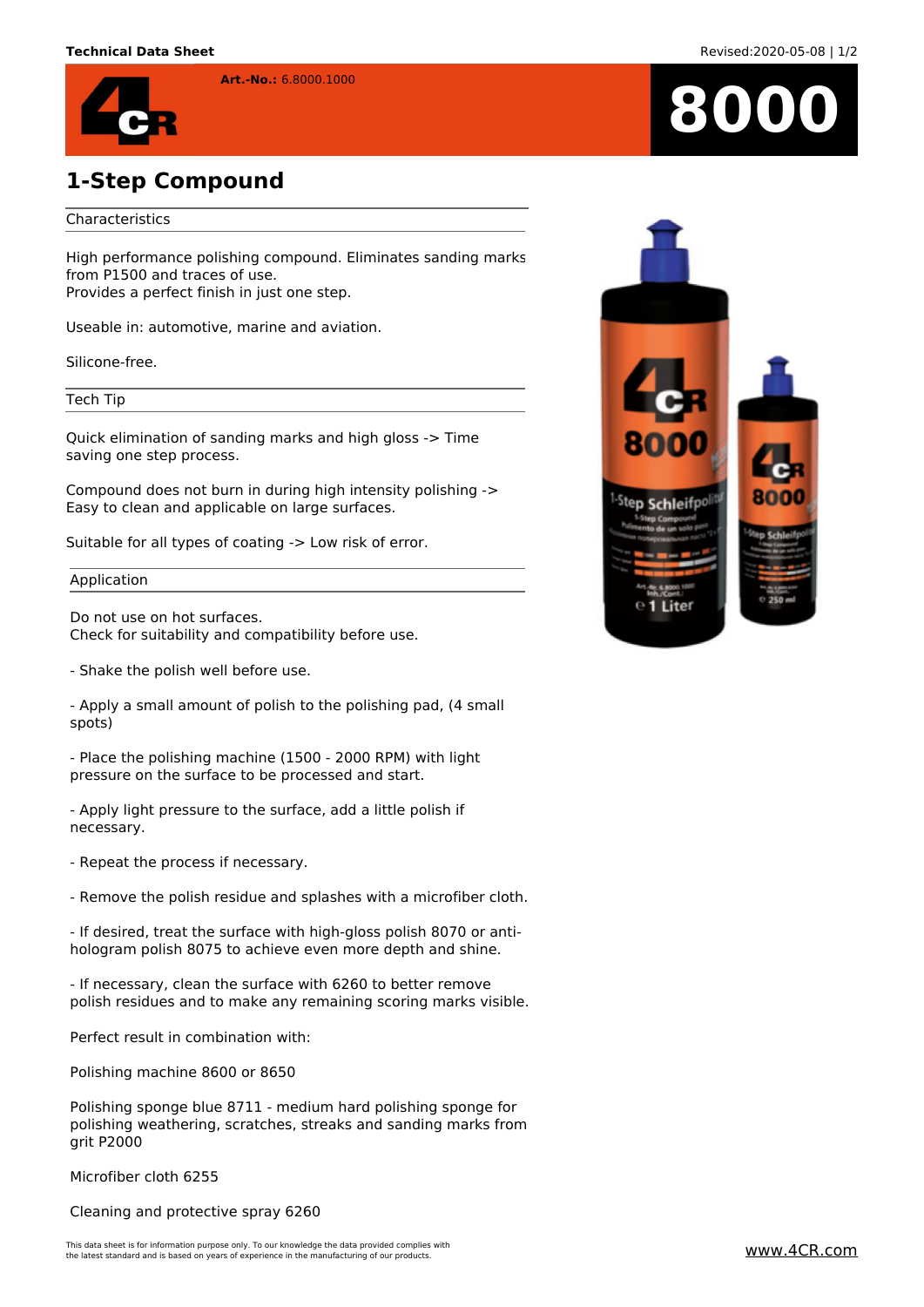**Art.-No.:** 6.8000.1000

8000

# 1-Step Compound

## Characteristics

High performance polishing compound. Eliminates sanding marks from P1500 and traces of use.
Provides a perfect finish in just one step.

Useable in: automotive, marine and aviation.

Silicone-free.

## Tech Tip

Quick elimination of sanding marks and high gloss -> Time saving one step process.

Compound does not burn in during high intensity polishing -> Easy to clean and applicable on large surfaces.

Suitable for all types of coating -> Low risk of error.

## Application

Do not use on hot surfaces.
Check for suitability and compatibility before use.

- Shake the polish well before use.

- Apply a small amount of polish to the polishing pad, (4 small spots)

- Place the polishing machine (1500 - 2000 RPM) with light pressure on the surface to be processed and start.

- Apply light pressure to the surface, add a little polish if necessary.

- Repeat the process if necessary.

- Remove the polish residue and splashes with a microfiber cloth.

- If desired, treat the surface with high-gloss polish 8070 or anti-hologram polish 8075 to achieve even more depth and shine.

- If necessary, clean the surface with 6260 to better remove polish residues and to make any remaining scoring marks visible.

Perfect result in combination with:

Polishing machine 8600 or 8650

Polishing sponge blue 8711 - medium hard polishing sponge for polishing weathering, scratches, streaks and sanding marks from grit P2000

Microfiber cloth 6255

Cleaning and protective spray 6260

This data sheet is for information purposes only. To our knowledge the data provided complies with the latest standard and is based on years of experience in the manufacturing of our products.

www.4CR.com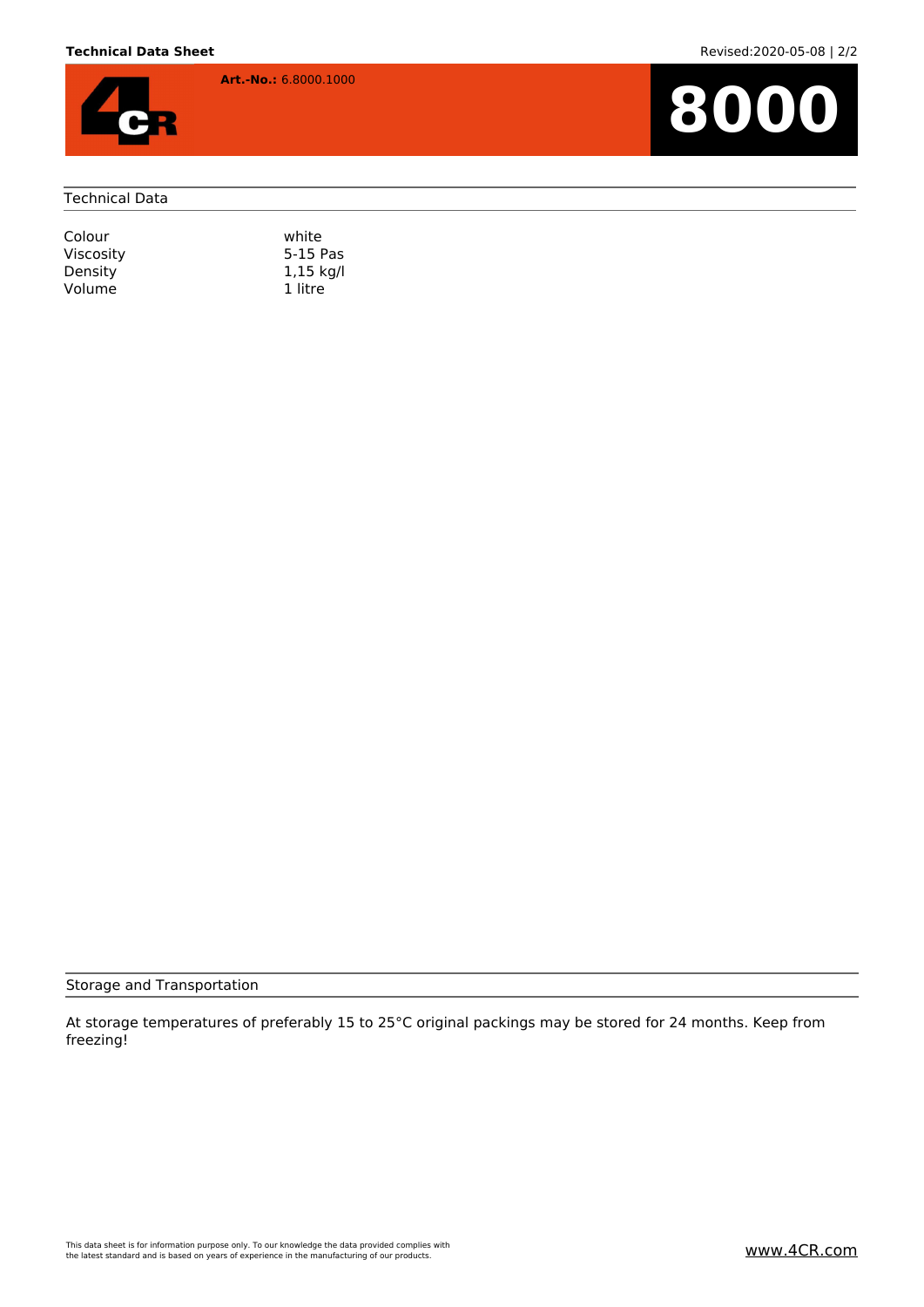**Art.-No.:** 6.8000.1000

# 8000

## Technical Data

| | |
|---|---|
| Colour | white |
| Viscosity | 5-15 Pas |
| Density | 1,15 kg/l |
| Volume | 1 litre |

## Storage and Transportation

At storage temperatures of preferably 15 to 25°C original packings may be stored for 24 months. Keep from freezing!

This data sheet is for information purpose only. To our knowledge the data provided complies with the latest standard and is based on years of experience in the manufacturing of our products.

www.4CR.com